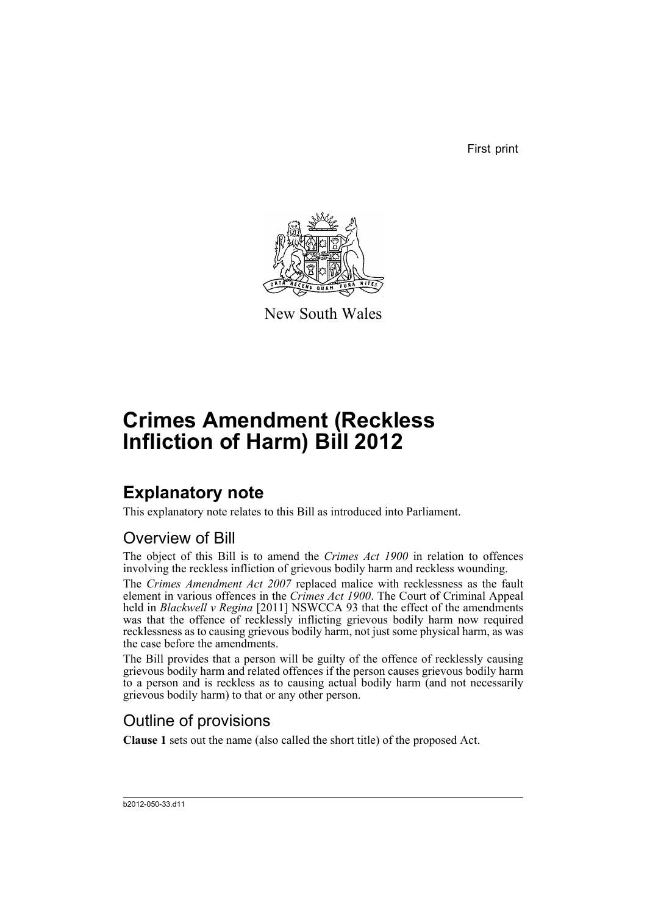First print

New South Wales

# Crimes Amendment (Reckless Infliction of Harm) Bill 2012

## Explanatory note

This explanatory note relates to this Bill as introduced into Parliament.

### Overview of Bill

The object of this Bill is to amend the *Crimes Act 1900* in relation to offences involving the reckless infliction of grievous bodily harm and reckless wounding.

The *Crimes Amendment Act 2007* replaced malice with recklessness as the fault element in various offences in the *Crimes Act 1900*. The Court of Criminal Appeal held in *Blackwell v Regina* [2011] NSWCCA 93 that the effect of the amendments was that the offence of recklessly inflicting grievous bodily harm now required recklessness as to causing grievous bodily harm, not just some physical harm, as was the case before the amendments.

The Bill provides that a person will be guilty of the offence of recklessly causing grievous bodily harm and related offences if the person causes grievous bodily harm to a person and is reckless as to causing actual bodily harm (and not necessarily grievous bodily harm) to that or any other person.

### Outline of provisions

**Clause 1** sets out the name (also called the short title) of the proposed Act.

b2012-050-33.d11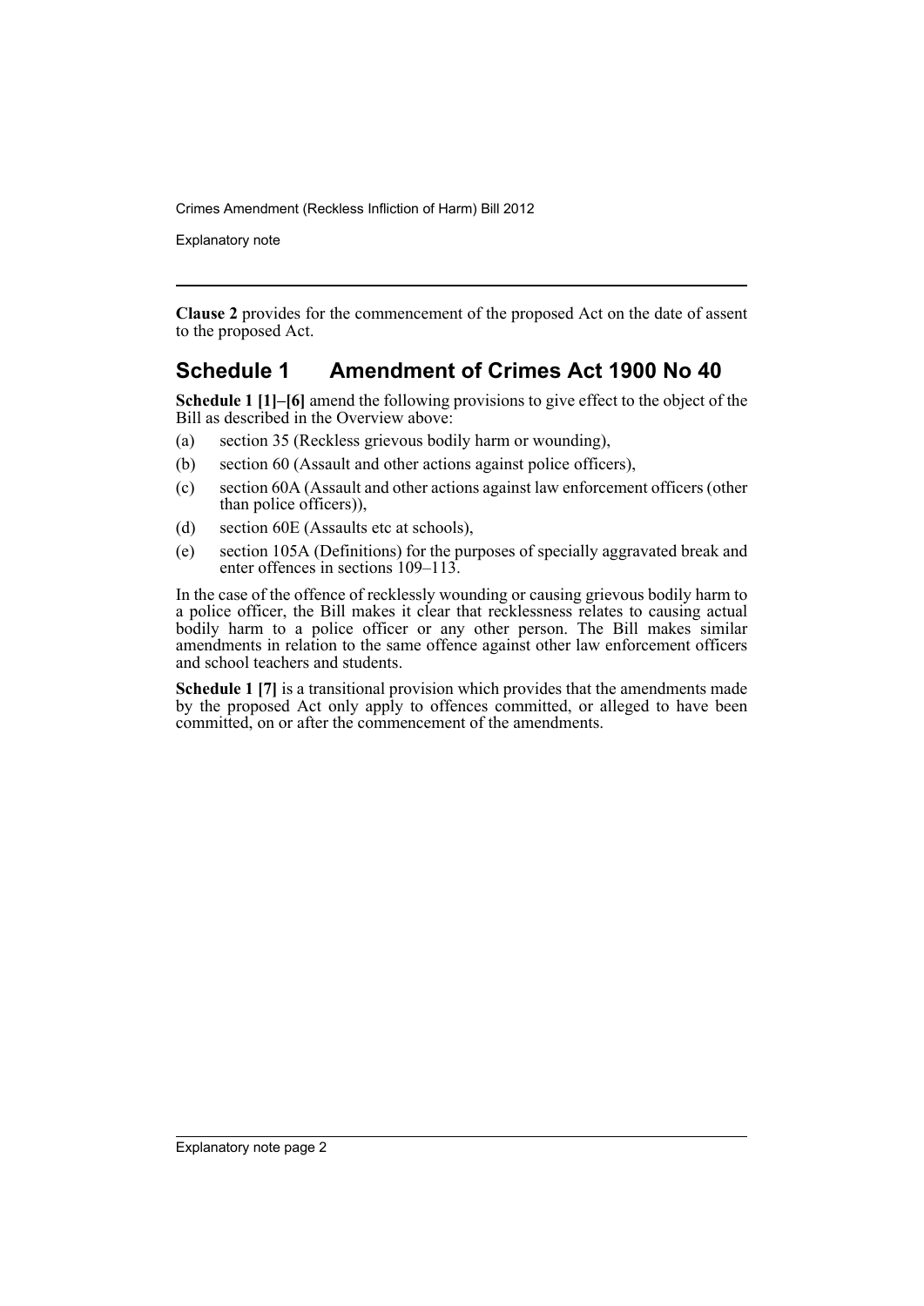**Clause 2** provides for the commencement of the proposed Act on the date of assent to the proposed Act.

## Schedule 1 Amendment of Crimes Act 1900 No 40

**Schedule 1 [1]–[6]** amend the following provisions to give effect to the object of the Bill as described in the Overview above:

(a) section 35 (Reckless grievous bodily harm or wounding),

(b) section 60 (Assault and other actions against police officers),

(c) section 60A (Assault and other actions against law enforcement officers (other than police officers)),

(d) section 60E (Assaults etc at schools),

(e) section 105A (Definitions) for the purposes of specially aggravated break and enter offences in sections 109–113.

In the case of the offence of recklessly wounding or causing grievous bodily harm to a police officer, the Bill makes it clear that recklessness relates to causing actual bodily harm to a police officer or any other person. The Bill makes similar amendments in relation to the same offence against other law enforcement officers and school teachers and students.

**Schedule 1 [7]** is a transitional provision which provides that the amendments made by the proposed Act only apply to offences committed, or alleged to have been committed, on or after the commencement of the amendments.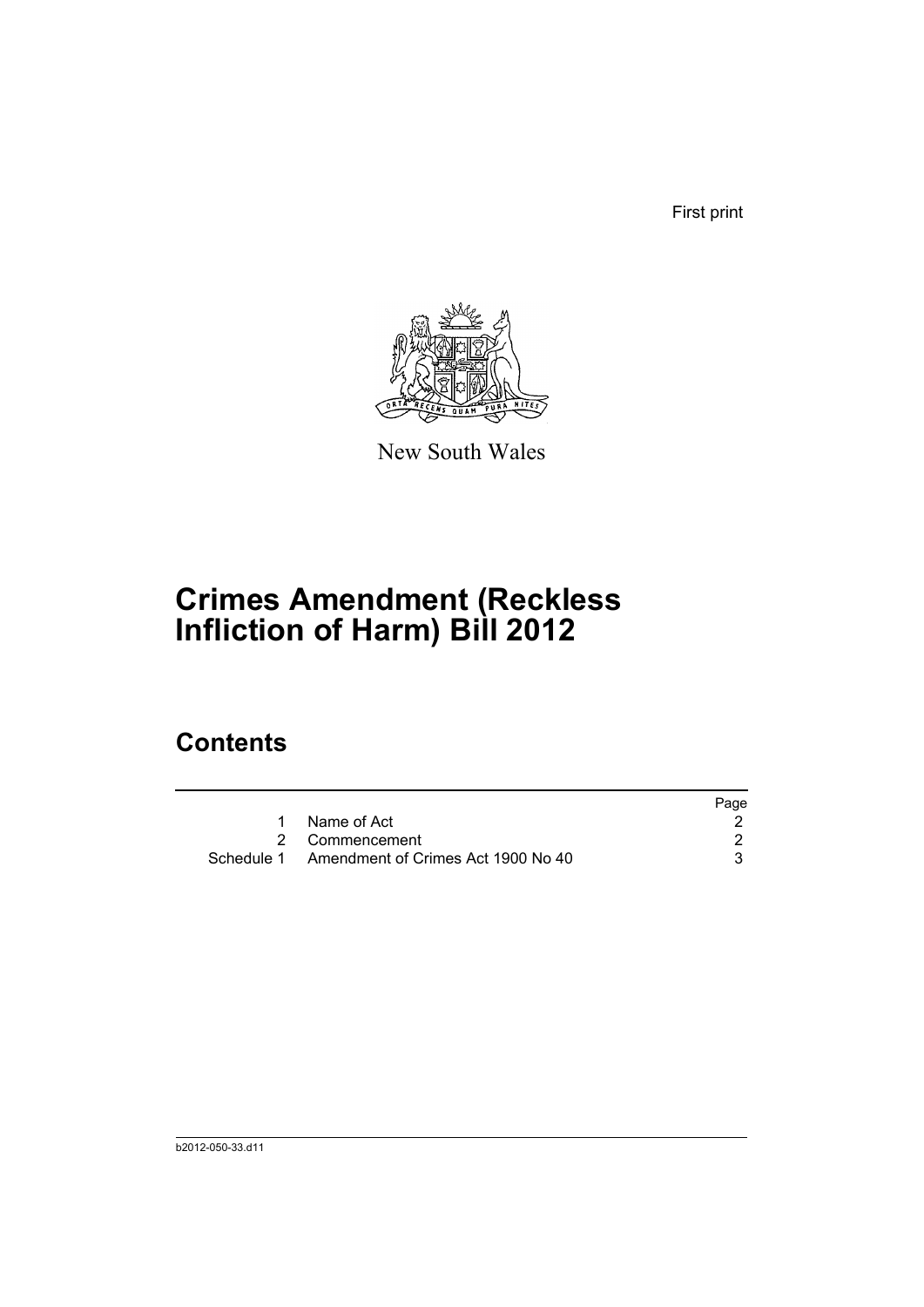First print

New South Wales

# Crimes Amendment (Reckless Infliction of Harm) Bill 2012

## Contents

| | | Page |
|---|---|---|
| 1 | Name of Act | 2 |
| 2 | Commencement | 2 |
| Schedule 1 | Amendment of Crimes Act 1900 No 40 | 3 |

b2012-050-33.d11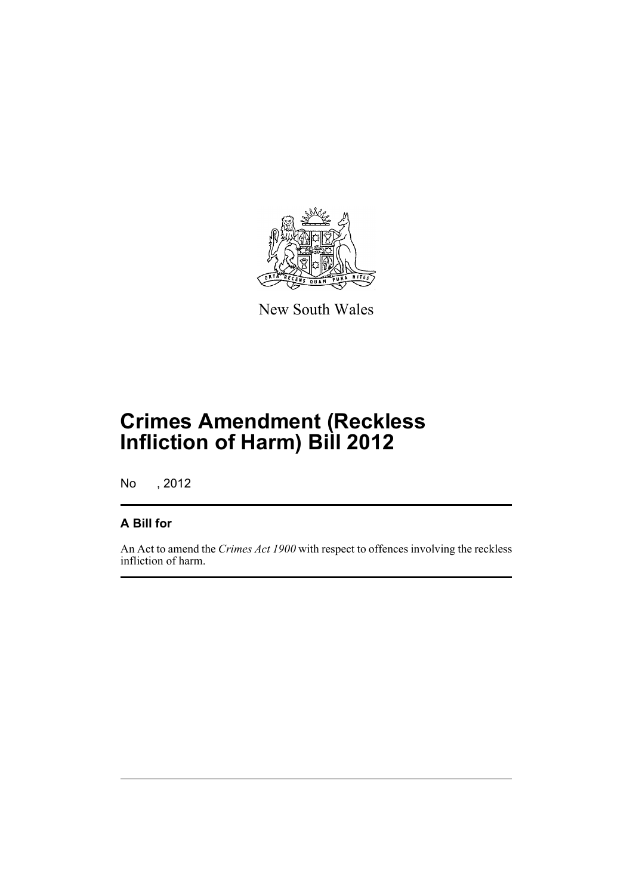New South Wales

# Crimes Amendment (Reckless Infliction of Harm) Bill 2012

No , 2012

## A Bill for

An Act to amend the *Crimes Act 1900* with respect to offences involving the reckless infliction of harm.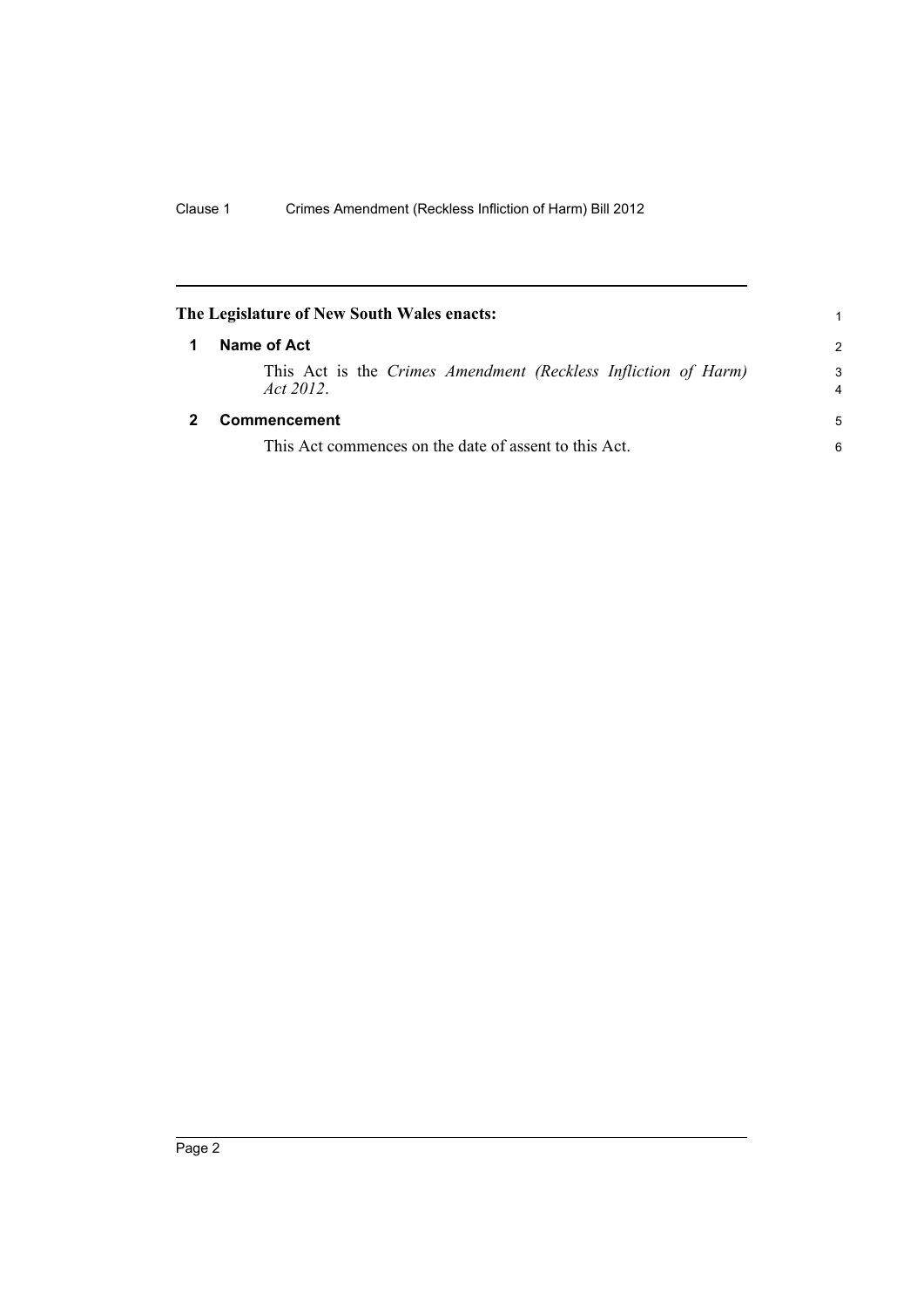**The Legislature of New South Wales enacts:**

## 1 Name of Act

This Act is the *Crimes Amendment (Reckless Infliction of Harm) Act 2012*.

## 2 Commencement

This Act commences on the date of assent to this Act.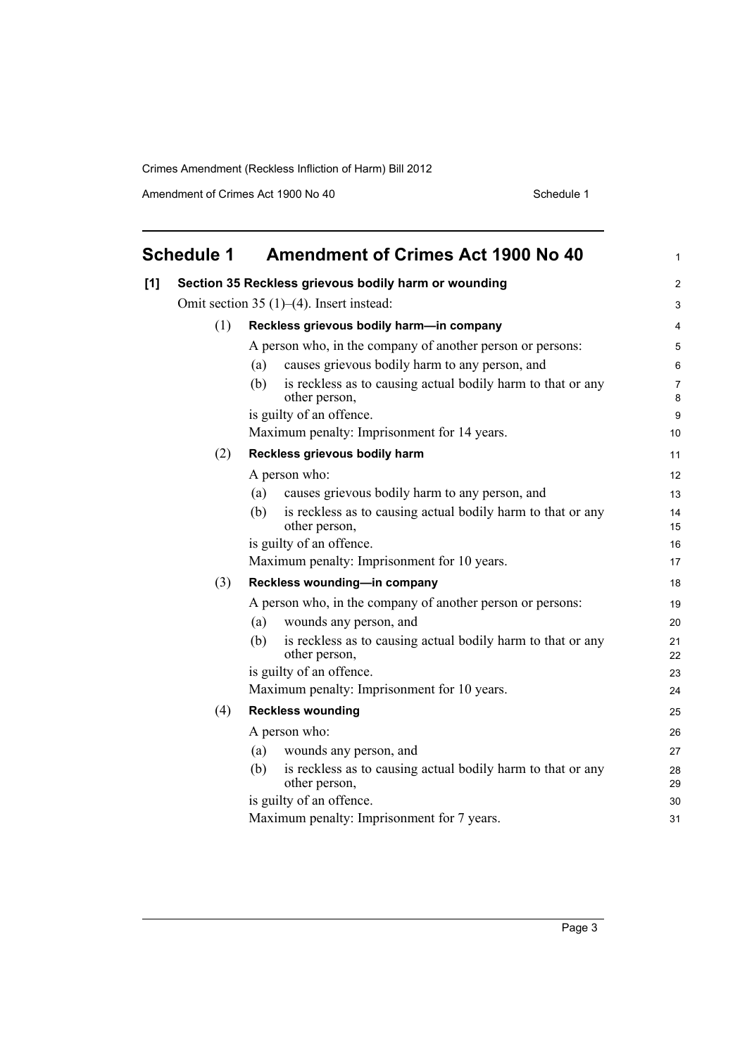# Schedule 1 Amendment of Crimes Act 1900 No 40

**[1] Section 35 Reckless grievous bodily harm or wounding**

Omit section 35 (1)–(4). Insert instead:

(1) **Reckless grievous bodily harm—in company**

A person who, in the company of another person or persons:

(a) causes grievous bodily harm to any person, and

(b) is reckless as to causing actual bodily harm to that or any other person,

is guilty of an offence.

Maximum penalty: Imprisonment for 14 years.

(2) **Reckless grievous bodily harm**

A person who:

(a) causes grievous bodily harm to any person, and

(b) is reckless as to causing actual bodily harm to that or any other person,

is guilty of an offence.

Maximum penalty: Imprisonment for 10 years.

(3) **Reckless wounding—in company**

A person who, in the company of another person or persons:

(a) wounds any person, and

(b) is reckless as to causing actual bodily harm to that or any other person,

is guilty of an offence.

Maximum penalty: Imprisonment for 10 years.

(4) **Reckless wounding**

A person who:

(a) wounds any person, and

(b) is reckless as to causing actual bodily harm to that or any other person,

is guilty of an offence.

Maximum penalty: Imprisonment for 7 years.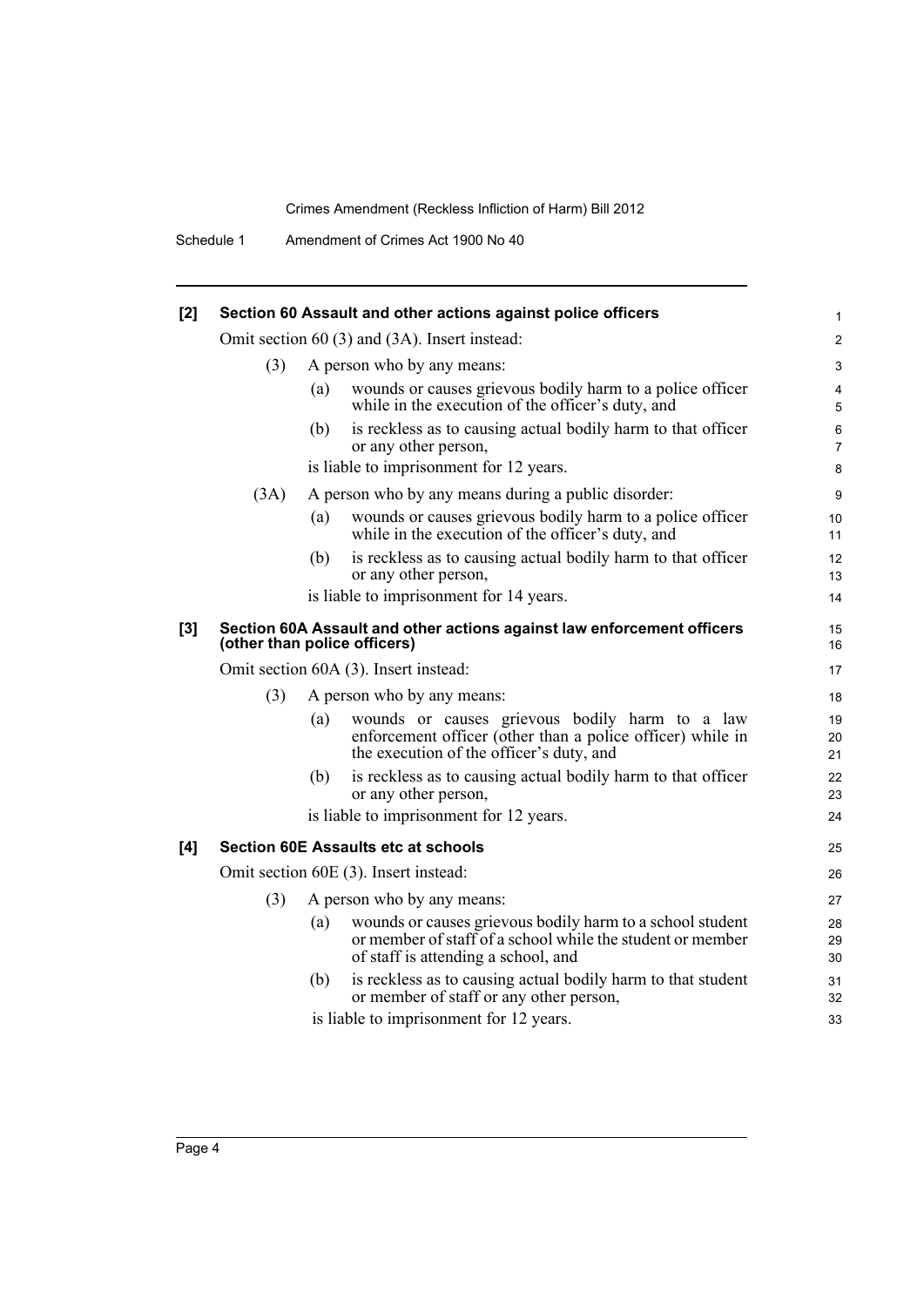**[2] Section 60 Assault and other actions against police officers**

Omit section 60 (3) and (3A). Insert instead:

(3) A person who by any means:

(a) wounds or causes grievous bodily harm to a police officer while in the execution of the officer's duty, and

(b) is reckless as to causing actual bodily harm to that officer or any other person,

is liable to imprisonment for 12 years.

(3A) A person who by any means during a public disorder:

(a) wounds or causes grievous bodily harm to a police officer while in the execution of the officer's duty, and

(b) is reckless as to causing actual bodily harm to that officer or any other person,

is liable to imprisonment for 14 years.

**[3] Section 60A Assault and other actions against law enforcement officers (other than police officers)**

Omit section 60A (3). Insert instead:

(3) A person who by any means:

(a) wounds or causes grievous bodily harm to a law enforcement officer (other than a police officer) while in the execution of the officer's duty, and

(b) is reckless as to causing actual bodily harm to that officer or any other person,

is liable to imprisonment for 12 years.

**[4] Section 60E Assaults etc at schools**

Omit section 60E (3). Insert instead:

(3) A person who by any means:

(a) wounds or causes grievous bodily harm to a school student or member of staff of a school while the student or member of staff is attending a school, and

(b) is reckless as to causing actual bodily harm to that student or member of staff or any other person,

is liable to imprisonment for 12 years.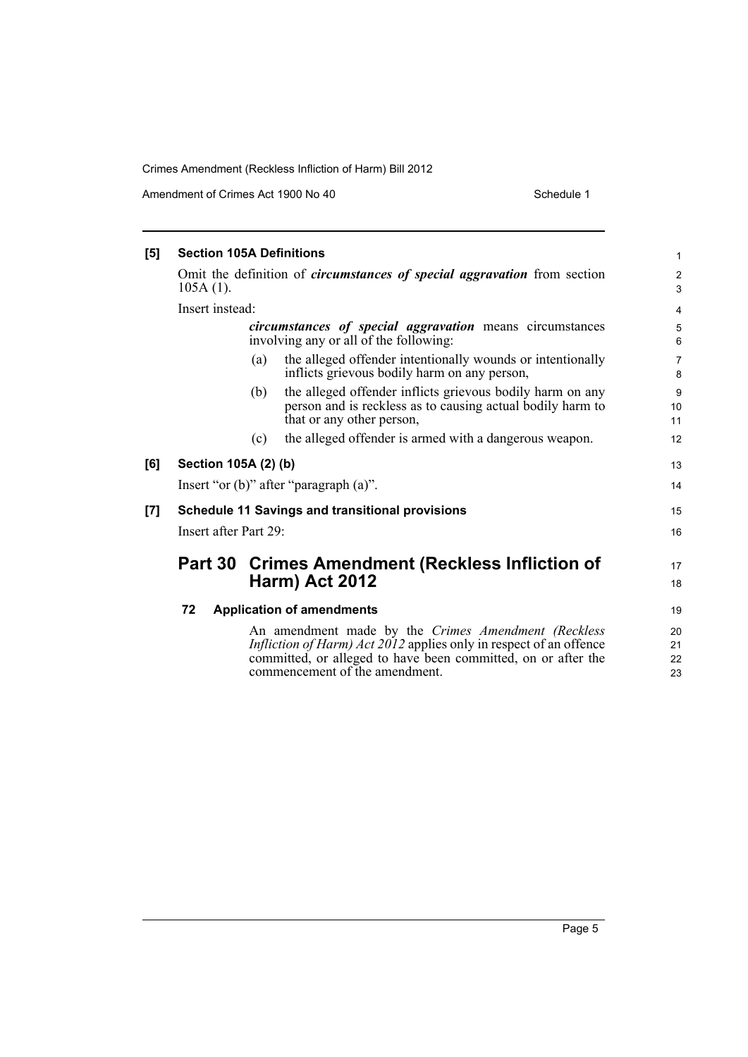**[5] Section 105A Definitions**

Omit the definition of ***circumstances of special aggravation*** from section 105A (1).

Insert instead:

> ***circumstances of special aggravation*** means circumstances involving any or all of the following:
>
> (a) the alleged offender intentionally wounds or intentionally inflicts grievous bodily harm on any person,
>
> (b) the alleged offender inflicts grievous bodily harm on any person and is reckless as to causing actual bodily harm to that or any other person,
>
> (c) the alleged offender is armed with a dangerous weapon.

**[6] Section 105A (2) (b)**

Insert "or (b)" after "paragraph (a)".

**[7] Schedule 11 Savings and transitional provisions**

Insert after Part 29:

## Part 30 Crimes Amendment (Reckless Infliction of Harm) Act 2012

### 72 Application of amendments

An amendment made by the *Crimes Amendment (Reckless Infliction of Harm) Act 2012* applies only in respect of an offence committed, or alleged to have been committed, on or after the commencement of the amendment.